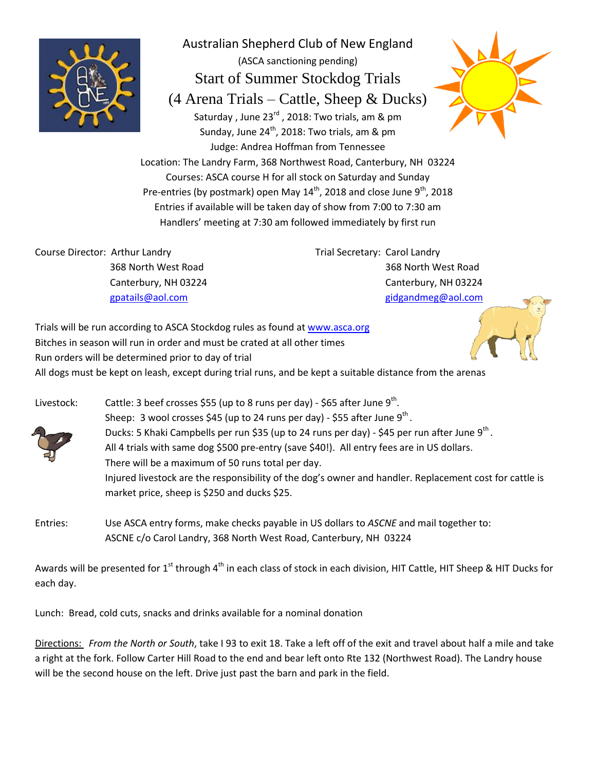# Australian Shepherd Club of New England

(ASCA sanctioning pending)

## Start of Summer Stockdog Trials

## (4 Arena Trials – Cattle, Sheep & Ducks)

Saturday , June 23rd , 2018: Two trials, am & pm

Sunday, June 24th, 2018: Two trials, am & pm

Judge: Andrea Hoffman from Tennessee

Location: The Landry Farm, 368 Northwest Road, Canterbury, NH 03224

Courses: ASCA course H for all stock on Saturday and Sunday

Pre-entries (by postmark) open May 14th, 2018 and close June 9th, 2018

Entries if available will be taken day of show from 7:00 to 7:30 am

Handlers' meeting at 7:30 am followed immediately by first run

Course Director: Arthur Landry
368 North West Road
Canterbury, NH 03224
gpatails@aol.com

Trial Secretary: Carol Landry
368 North West Road
Canterbury, NH 03224
gidgandmeg@aol.com

Trials will be run according to ASCA Stockdog rules as found at www.asca.org

Bitches in season will run in order and must be crated at all other times

Run orders will be determined prior to day of trial

All dogs must be kept on leash, except during trial runs, and be kept a suitable distance from the arenas

Livestock:

Cattle: 3 beef crosses $55 (up to 8 runs per day) - $65 after June 9th.

Sheep: 3 wool crosses $45 (up to 24 runs per day) - $55 after June 9th.

Ducks: 5 Khaki Campbells per run $35 (up to 24 runs per day) - $45 per run after June 9th.

All 4 trials with same dog $500 pre-entry (save $40!). All entry fees are in US dollars.

There will be a maximum of 50 runs total per day.

Injured livestock are the responsibility of the dog's owner and handler. Replacement cost for cattle is market price, sheep is $250 and ducks $25.

Entries: Use ASCA entry forms, make checks payable in US dollars to *ASCNE* and mail together to:
ASCNE c/o Carol Landry, 368 North West Road, Canterbury, NH 03224

Awards will be presented for 1st through 4th in each class of stock in each division, HIT Cattle, HIT Sheep & HIT Ducks for each day.

Lunch: Bread, cold cuts, snacks and drinks available for a nominal donation

Directions: *From the North or South*, take I 93 to exit 18. Take a left off of the exit and travel about half a mile and take a right at the fork. Follow Carter Hill Road to the end and bear left onto Rte 132 (Northwest Road). The Landry house will be the second house on the left. Drive just past the barn and park in the field.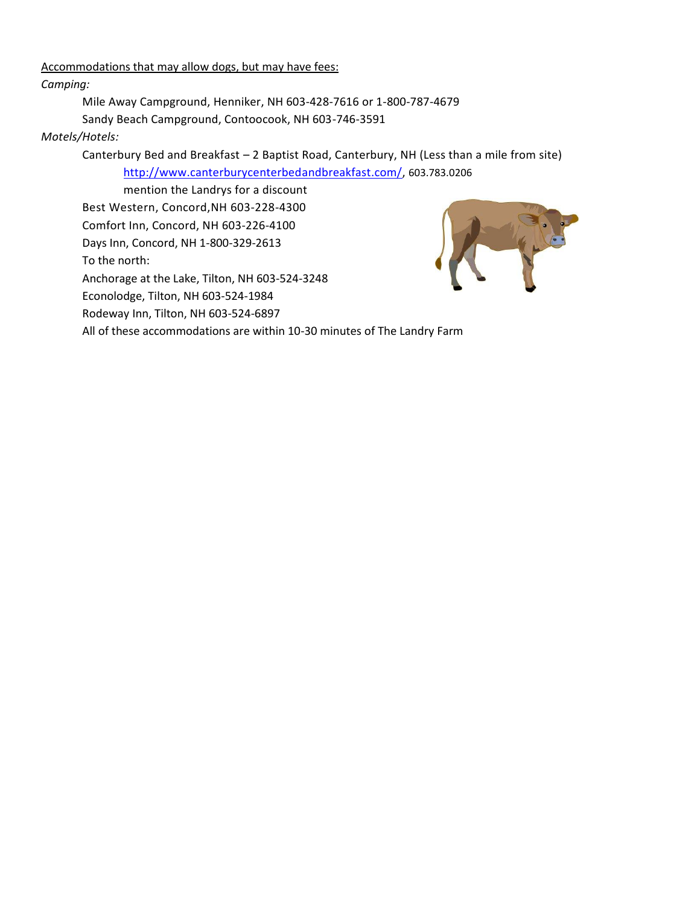<u>Accommodations that may allow dogs, but may have fees:</u>

*Camping:*

Mile Away Campground, Henniker, NH 603-428-7616 or 1-800-787-4679

Sandy Beach Campground, Contoocook, NH 603-746-3591

*Motels/Hotels:*

Canterbury Bed and Breakfast – 2 Baptist Road, Canterbury, NH (Less than a mile from site)

http://www.canterburycenterbedandbreakfast.com/, 603.783.0206

mention the Landrys for a discount

Best Western, Concord,NH 603-228-4300

Comfort Inn, Concord, NH 603-226-4100

Days Inn, Concord, NH 1-800-329-2613

To the north:

Anchorage at the Lake, Tilton, NH 603-524-3248

Econolodge, Tilton, NH 603-524-1984

Rodeway Inn, Tilton, NH 603-524-6897

All of these accommodations are within 10-30 minutes of The Landry Farm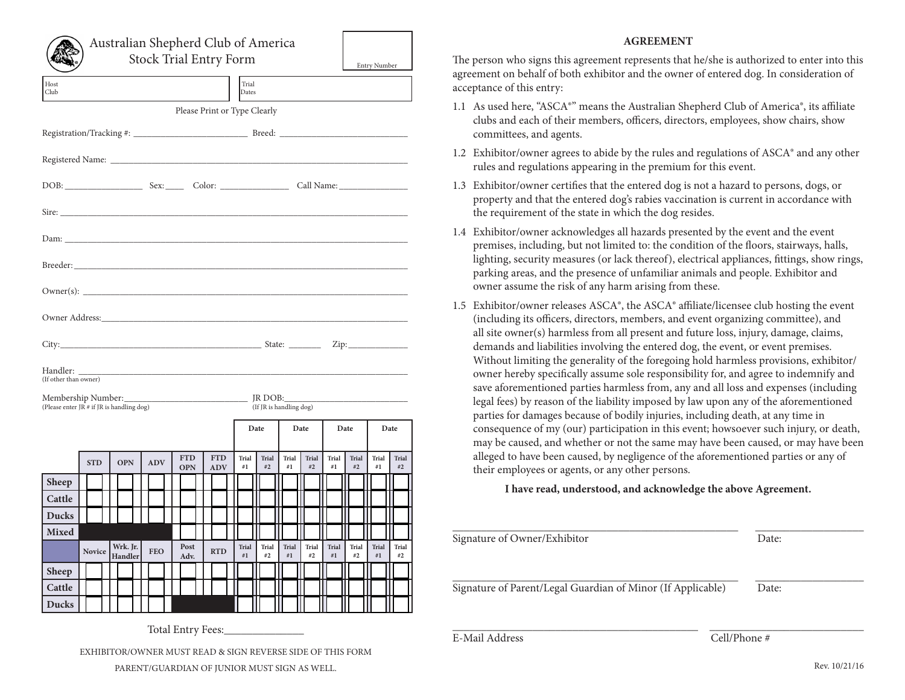# Australian Shepherd Club of America
## Stock Trial Entry Form

Entry Number

Host Club | Trial Dates

Please Print or Type Clearly

Registration/Tracking #: ________________________ Breed: ___________________________

Registered Name: _______________________________________________________________

DOB: ______________ Sex: ____ Color: ______________ Call Name: ______________

Sire: _______________________________________________________________________

Dam: _______________________________________________________________________

Breeder: ____________________________________________________________________

Owner(s): ___________________________________________________________________

Owner Address: _______________________________________________________________

City: ________________________________________ State: _______ Zip: ____________

Handler: _____________________________________________________________________
(If other than owner)

Membership Number: ___________________________ JR DOB: __________________________
(Please enter JR # if JR is handling dog) (If JR is handling dog)

| | | | | | | Date | | Date | | Date | | Date | |
|---|---|---|---|---|---|---|---|---|---|---|---|---|---|
| | STD | OPN | ADV | FTD OPN | FTD ADV | Trial #1 | Trial #2 | Trial #1 | Trial #2 | Trial #1 | Trial #2 | Trial #1 | Trial #2 |
| Sheep | | | | | | | | | | | | | |
| Cattle | | | | | | | | | | | | | |
| Ducks | | | | | | | | | | | | | |
| Mixed | | | | | | | | | | | | | |
| | Novice | Wrk. Jr. Handler | FEO | Post Adv. | RTD | Trial #1 | Trial #2 | Trial #1 | Trial #2 | Trial #1 | Trial #2 | Trial #1 | Trial #2 |
| Sheep | | | | | | | | | | | | | |
| Cattle | | | | | | | | | | | | | |
| Ducks | | | | | | | | | | | | | |

Total Entry Fees: ______________

EXHIBITOR/OWNER MUST READ & SIGN REVERSE SIDE OF THIS FORM

PARENT/GUARDIAN OF JUNIOR MUST SIGN AS WELL.

## AGREEMENT

The person who signs this agreement represents that he/she is authorized to enter into this agreement on behalf of both exhibitor and the owner of entered dog. In consideration of acceptance of this entry:

1.1 As used here, "ASCA®" means the Australian Shepherd Club of America®, its affiliate clubs and each of their members, officers, directors, employees, show chairs, show committees, and agents.

1.2 Exhibitor/owner agrees to abide by the rules and regulations of ASCA® and any other rules and regulations appearing in the premium for this event.

1.3 Exhibitor/owner certifies that the entered dog is not a hazard to persons, dogs, or property and that the entered dog's rabies vaccination is current in accordance with the requirement of the state in which the dog resides.

1.4 Exhibitor/owner acknowledges all hazards presented by the event and the event premises, including, but not limited to: the condition of the floors, stairways, halls, lighting, security measures (or lack thereof), electrical appliances, fittings, show rings, parking areas, and the presence of unfamiliar animals and people. Exhibitor and owner assume the risk of any harm arising from these.

1.5 Exhibitor/owner releases ASCA®, the ASCA® affiliate/licensee club hosting the event (including its officers, directors, members, and event organizing committee), and all site owner(s) harmless from all present and future loss, injury, damage, claims, demands and liabilities involving the entered dog, the event, or event premises. Without limiting the generality of the foregoing hold harmless provisions, exhibitor/owner hereby specifically assume sole responsibility for, and agree to indemnify and save aforementioned parties harmless from, any and all loss and expenses (including legal fees) by reason of the liability imposed by law upon any of the aforementioned parties for damages because of bodily injuries, including death, at any time in consequence of my (our) participation in this event; howsoever such injury, or death, may be caused, and whether or not the same may have been caused, or may have been alleged to have been caused, by negligence of the aforementioned parties or any of their employees or agents, or any other persons.

**I have read, understood, and acknowledge the above Agreement.**

_____________________________________________ ____________________
Signature of Owner/Exhibitor Date:

_____________________________________________ ____________________
Signature of Parent/Legal Guardian of Minor (If Applicable) Date:

_____________________________________________ ____________________
E-Mail Address Cell/Phone #

Rev. 10/21/16